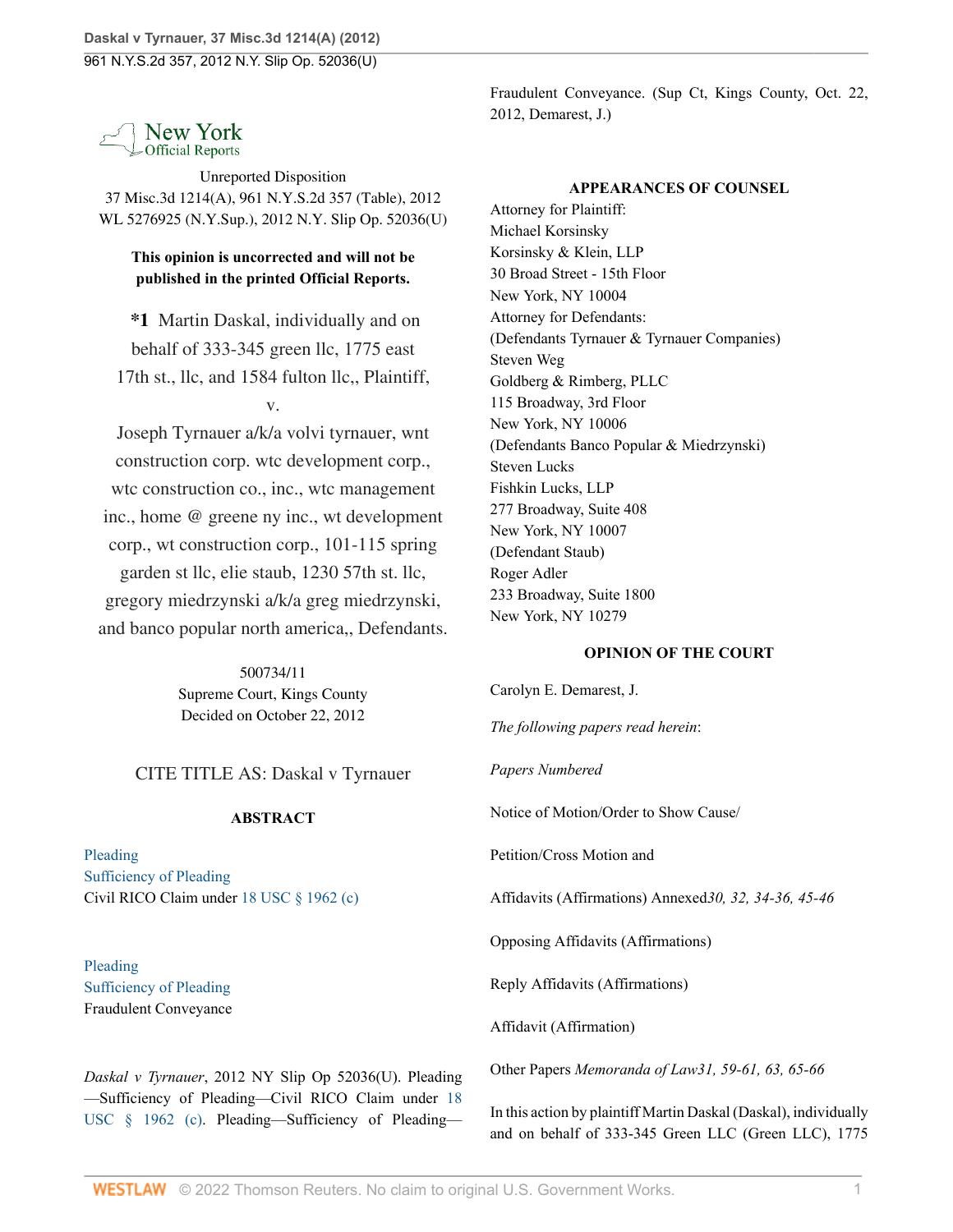New York Official Reports

Unreported Disposition
37 Misc.3d 1214(A), 961 N.Y.S.2d 357 (Table), 2012 WL 5276925 (N.Y.Sup.), 2012 N.Y. Slip Op. 52036(U)

**This opinion is uncorrected and will not be published in the printed Official Reports.**

**\*1** Martin Daskal, individually and on behalf of 333-345 green llc, 1775 east 17th st., llc, and 1584 fulton llc,, Plaintiff,
v.
Joseph Tyrnauer a/k/a volvi tyrnauer, wnt construction corp. wtc development corp., wtc construction co., inc., wtc management inc., home @ greene ny inc., wt development corp., wt construction corp., 101-115 spring garden st llc, elie staub, 1230 57th st. llc, gregory miedrzynski a/k/a greg miedrzynski, and banco popular north america,, Defendants.

500734/11
Supreme Court, Kings County
Decided on October 22, 2012

CITE TITLE AS: Daskal v Tyrnauer

## ABSTRACT

Pleading
Sufficiency of Pleading
Civil RICO Claim under 18 USC § 1962 (c)

Pleading
Sufficiency of Pleading
Fraudulent Conveyance

*Daskal v Tyrnauer*, 2012 NY Slip Op 52036(U). Pleading—Sufficiency of Pleading—Civil RICO Claim under 18 USC § 1962 (c). Pleading—Sufficiency of Pleading—Fraudulent Conveyance. (Sup Ct, Kings County, Oct. 22, 2012, Demarest, J.)

## APPEARANCES OF COUNSEL

Attorney for Plaintiff:
Michael Korsinsky
Korsinsky & Klein, LLP
30 Broad Street - 15th Floor
New York, NY 10004
Attorney for Defendants:
(Defendants Tyrnauer & Tyrnauer Companies)
Steven Weg
Goldberg & Rimberg, PLLC
115 Broadway, 3rd Floor
New York, NY 10006
(Defendants Banco Popular & Miedrzynski)
Steven Lucks
Fishkin Lucks, LLP
277 Broadway, Suite 408
New York, NY 10007
(Defendant Staub)
Roger Adler
233 Broadway, Suite 1800
New York, NY 10279

## OPINION OF THE COURT

Carolyn E. Demarest, J.

*The following papers read herein*:

| | *Papers Numbered* |
|---|---|
| Notice of Motion/Order to Show Cause/ Petition/Cross Motion and Affidavits (Affirmations) Annexed | *30, 32, 34-36, 45-46* |
| Opposing Affidavits (Affirmations) | |
| Reply Affidavits (Affirmations) | |
| Affidavit (Affirmation) | |
| Other Papers | *Memoranda of Law31, 59-61, 63, 65-66* |

In this action by plaintiff Martin Daskal (Daskal), individually and on behalf of 333-345 Green LLC (Green LLC), 1775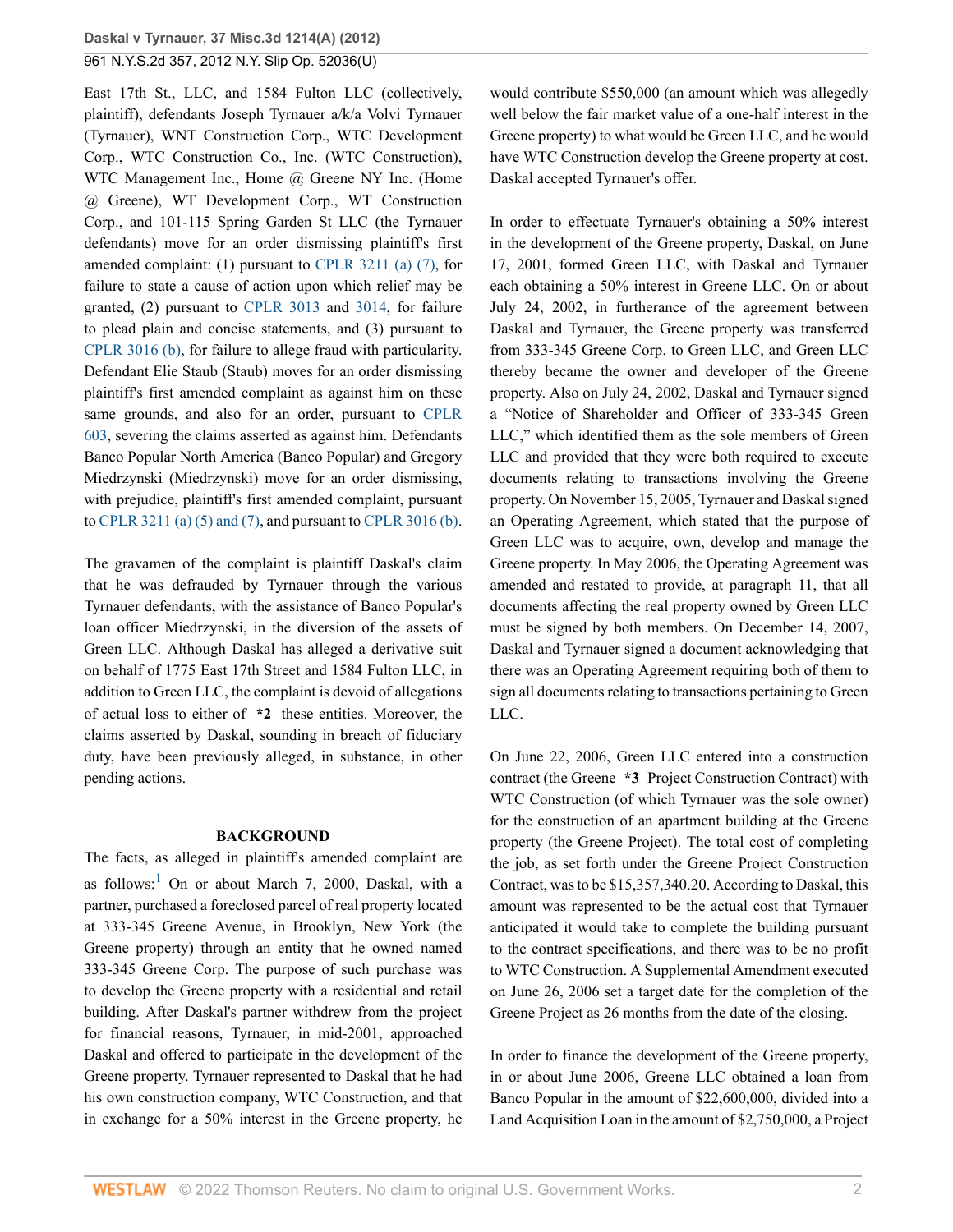East 17th St., LLC, and 1584 Fulton LLC (collectively, plaintiff), defendants Joseph Tyrnauer a/k/a Volvi Tyrnauer (Tyrnauer), WNT Construction Corp., WTC Development Corp., WTC Construction Co., Inc. (WTC Construction), WTC Management Inc., Home @ Greene NY Inc. (Home @ Greene), WT Development Corp., WT Construction Corp., and 101-115 Spring Garden St LLC (the Tyrnauer defendants) move for an order dismissing plaintiff's first amended complaint: (1) pursuant to CPLR 3211 (a) (7), for failure to state a cause of action upon which relief may be granted, (2) pursuant to CPLR 3013 and 3014, for failure to plead plain and concise statements, and (3) pursuant to CPLR 3016 (b), for failure to allege fraud with particularity. Defendant Elie Staub (Staub) moves for an order dismissing plaintiff's first amended complaint as against him on these same grounds, and also for an order, pursuant to CPLR 603, severing the claims asserted as against him. Defendants Banco Popular North America (Banco Popular) and Gregory Miedrzynski (Miedrzynski) move for an order dismissing, with prejudice, plaintiff's first amended complaint, pursuant to CPLR 3211 (a) (5) and (7), and pursuant to CPLR 3016 (b).

The gravamen of the complaint is plaintiff Daskal's claim that he was defrauded by Tyrnauer through the various Tyrnauer defendants, with the assistance of Banco Popular's loan officer Miedrzynski, in the diversion of the assets of Green LLC. Although Daskal has alleged a derivative suit on behalf of 1775 East 17th Street and 1584 Fulton LLC, in addition to Green LLC, the complaint is devoid of allegations of actual loss to either of *2 these entities. Moreover, the claims asserted by Daskal, sounding in breach of fiduciary duty, have been previously alleged, in substance, in other pending actions.

## BACKGROUND

The facts, as alleged in plaintiff's amended complaint are as follows:[1] On or about March 7, 2000, Daskal, with a partner, purchased a foreclosed parcel of real property located at 333-345 Greene Avenue, in Brooklyn, New York (the Greene property) through an entity that he owned named 333-345 Greene Corp. The purpose of such purchase was to develop the Greene property with a residential and retail building. After Daskal's partner withdrew from the project for financial reasons, Tyrnauer, in mid-2001, approached Daskal and offered to participate in the development of the Greene property. Tyrnauer represented to Daskal that he had his own construction company, WTC Construction, and that in exchange for a 50% interest in the Greene property, he would contribute $550,000 (an amount which was allegedly well below the fair market value of a one-half interest in the Greene property) to what would be Green LLC, and he would have WTC Construction develop the Greene property at cost. Daskal accepted Tyrnauer's offer.

In order to effectuate Tyrnauer's obtaining a 50% interest in the development of the Greene property, Daskal, on June 17, 2001, formed Green LLC, with Daskal and Tyrnauer each obtaining a 50% interest in Greene LLC. On or about July 24, 2002, in furtherance of the agreement between Daskal and Tyrnauer, the Greene property was transferred from 333-345 Greene Corp. to Green LLC, and Green LLC thereby became the owner and developer of the Greene property. Also on July 24, 2002, Daskal and Tyrnauer signed a "Notice of Shareholder and Officer of 333-345 Green LLC," which identified them as the sole members of Green LLC and provided that they were both required to execute documents relating to transactions involving the Greene property. On November 15, 2005, Tyrnauer and Daskal signed an Operating Agreement, which stated that the purpose of Green LLC was to acquire, own, develop and manage the Greene property. In May 2006, the Operating Agreement was amended and restated to provide, at paragraph 11, that all documents affecting the real property owned by Green LLC must be signed by both members. On December 14, 2007, Daskal and Tyrnauer signed a document acknowledging that there was an Operating Agreement requiring both of them to sign all documents relating to transactions pertaining to Green LLC.

On June 22, 2006, Green LLC entered into a construction contract (the Greene *3 Project Construction Contract) with WTC Construction (of which Tyrnauer was the sole owner) for the construction of an apartment building at the Greene property (the Greene Project). The total cost of completing the job, as set forth under the Greene Project Construction Contract, was to be $15,357,340.20. According to Daskal, this amount was represented to be the actual cost that Tyrnauer anticipated it would take to complete the building pursuant to the contract specifications, and there was to be no profit to WTC Construction. A Supplemental Amendment executed on June 26, 2006 set a target date for the completion of the Greene Project as 26 months from the date of the closing.

In order to finance the development of the Greene property, in or about June 2006, Greene LLC obtained a loan from Banco Popular in the amount of $22,600,000, divided into a Land Acquisition Loan in the amount of $2,750,000, a Project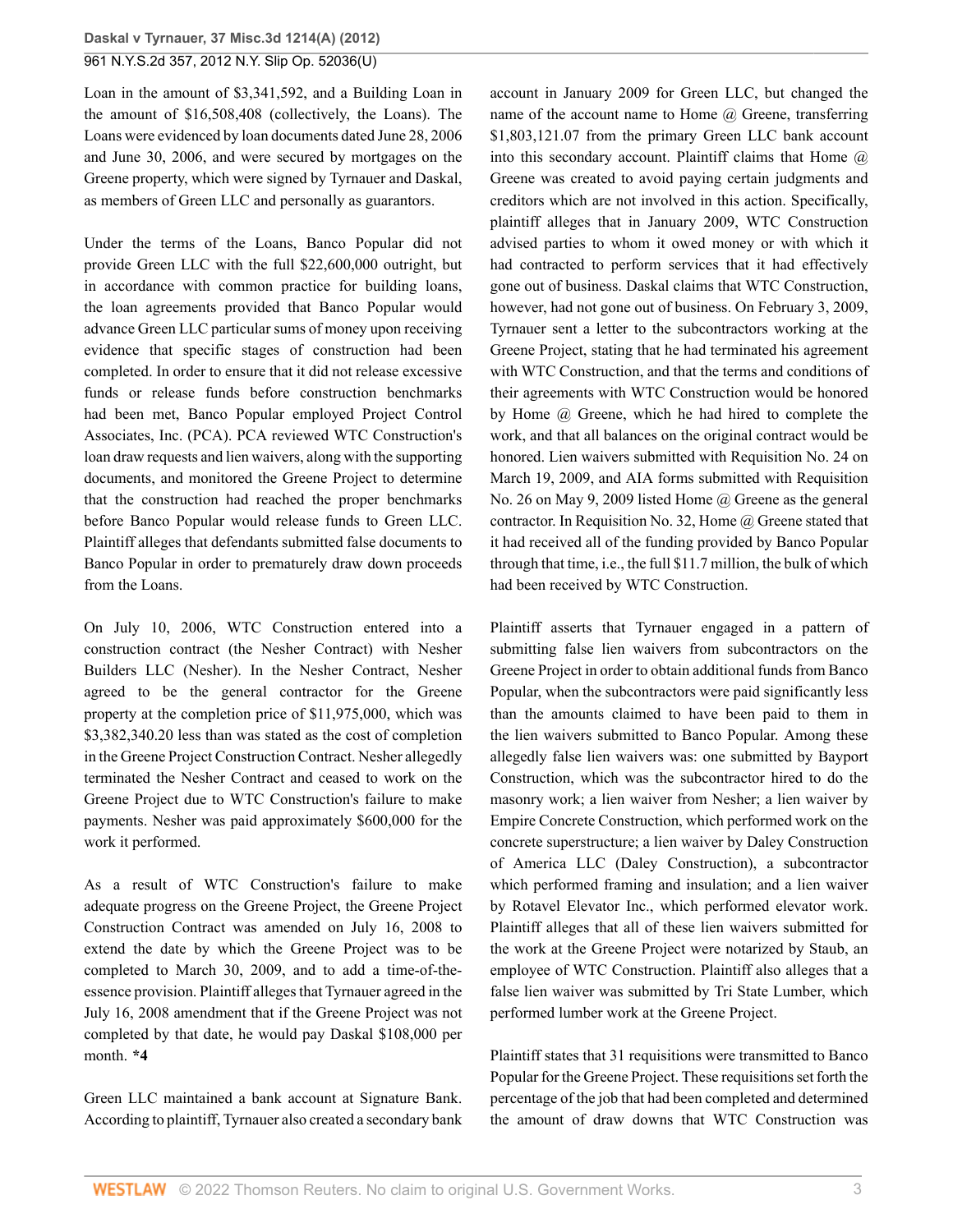Loan in the amount of $3,341,592, and a Building Loan in the amount of $16,508,408 (collectively, the Loans). The Loans were evidenced by loan documents dated June 28, 2006 and June 30, 2006, and were secured by mortgages on the Greene property, which were signed by Tyrnauer and Daskal, as members of Green LLC and personally as guarantors.

Under the terms of the Loans, Banco Popular did not provide Green LLC with the full $22,600,000 outright, but in accordance with common practice for building loans, the loan agreements provided that Banco Popular would advance Green LLC particular sums of money upon receiving evidence that specific stages of construction had been completed. In order to ensure that it did not release excessive funds or release funds before construction benchmarks had been met, Banco Popular employed Project Control Associates, Inc. (PCA). PCA reviewed WTC Construction's loan draw requests and lien waivers, along with the supporting documents, and monitored the Greene Project to determine that the construction had reached the proper benchmarks before Banco Popular would release funds to Green LLC. Plaintiff alleges that defendants submitted false documents to Banco Popular in order to prematurely draw down proceeds from the Loans.

On July 10, 2006, WTC Construction entered into a construction contract (the Nesher Contract) with Nesher Builders LLC (Nesher). In the Nesher Contract, Nesher agreed to be the general contractor for the Greene property at the completion price of $11,975,000, which was $3,382,340.20 less than was stated as the cost of completion in the Greene Project Construction Contract. Nesher allegedly terminated the Nesher Contract and ceased to work on the Greene Project due to WTC Construction's failure to make payments. Nesher was paid approximately $600,000 for the work it performed.

As a result of WTC Construction's failure to make adequate progress on the Greene Project, the Greene Project Construction Contract was amended on July 16, 2008 to extend the date by which the Greene Project was to be completed to March 30, 2009, and to add a time-of-the-essence provision. Plaintiff alleges that Tyrnauer agreed in the July 16, 2008 amendment that if the Greene Project was not completed by that date, he would pay Daskal $108,000 per month. **\*4**

Green LLC maintained a bank account at Signature Bank. According to plaintiff, Tyrnauer also created a secondary bank account in January 2009 for Green LLC, but changed the name of the account name to Home @ Greene, transferring $1,803,121.07 from the primary Green LLC bank account into this secondary account. Plaintiff claims that Home @ Greene was created to avoid paying certain judgments and creditors which are not involved in this action. Specifically, plaintiff alleges that in January 2009, WTC Construction advised parties to whom it owed money or with which it had contracted to perform services that it had effectively gone out of business. Daskal claims that WTC Construction, however, had not gone out of business. On February 3, 2009, Tyrnauer sent a letter to the subcontractors working at the Greene Project, stating that he had terminated his agreement with WTC Construction, and that the terms and conditions of their agreements with WTC Construction would be honored by Home @ Greene, which he had hired to complete the work, and that all balances on the original contract would be honored. Lien waivers submitted with Requisition No. 24 on March 19, 2009, and AIA forms submitted with Requisition No. 26 on May 9, 2009 listed Home @ Greene as the general contractor. In Requisition No. 32, Home @ Greene stated that it had received all of the funding provided by Banco Popular through that time, i.e., the full $11.7 million, the bulk of which had been received by WTC Construction.

Plaintiff asserts that Tyrnauer engaged in a pattern of submitting false lien waivers from subcontractors on the Greene Project in order to obtain additional funds from Banco Popular, when the subcontractors were paid significantly less than the amounts claimed to have been paid to them in the lien waivers submitted to Banco Popular. Among these allegedly false lien waivers was: one submitted by Bayport Construction, which was the subcontractor hired to do the masonry work; a lien waiver from Nesher; a lien waiver by Empire Concrete Construction, which performed work on the concrete superstructure; a lien waiver by Daley Construction of America LLC (Daley Construction), a subcontractor which performed framing and insulation; and a lien waiver by Rotavel Elevator Inc., which performed elevator work. Plaintiff alleges that all of these lien waivers submitted for the work at the Greene Project were notarized by Staub, an employee of WTC Construction. Plaintiff also alleges that a false lien waiver was submitted by Tri State Lumber, which performed lumber work at the Greene Project.

Plaintiff states that 31 requisitions were transmitted to Banco Popular for the Greene Project. These requisitions set forth the percentage of the job that had been completed and determined the amount of draw downs that WTC Construction was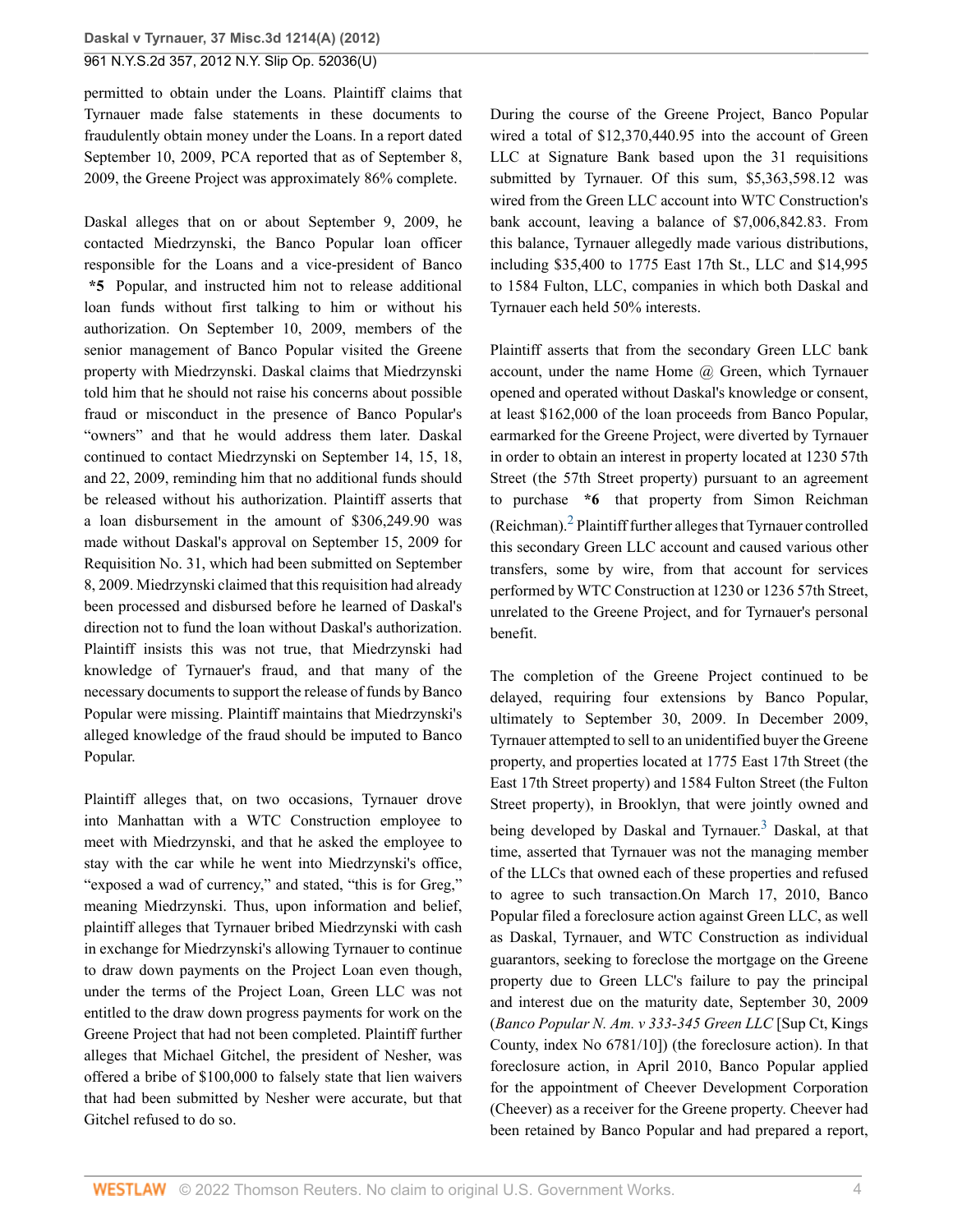permitted to obtain under the Loans. Plaintiff claims that Tyrnauer made false statements in these documents to fraudulently obtain money under the Loans. In a report dated September 10, 2009, PCA reported that as of September 8, 2009, the Greene Project was approximately 86% complete.

Daskal alleges that on or about September 9, 2009, he contacted Miedrzynski, the Banco Popular loan officer responsible for the Loans and a vice-president of Banco **\*5** Popular, and instructed him not to release additional loan funds without first talking to him or without his authorization. On September 10, 2009, members of the senior management of Banco Popular visited the Greene property with Miedrzynski. Daskal claims that Miedrzynski told him that he should not raise his concerns about possible fraud or misconduct in the presence of Banco Popular's "owners" and that he would address them later. Daskal continued to contact Miedrzynski on September 14, 15, 18, and 22, 2009, reminding him that no additional funds should be released without his authorization. Plaintiff asserts that a loan disbursement in the amount of $306,249.90 was made without Daskal's approval on September 15, 2009 for Requisition No. 31, which had been submitted on September 8, 2009. Miedrzynski claimed that this requisition had already been processed and disbursed before he learned of Daskal's direction not to fund the loan without Daskal's authorization. Plaintiff insists this was not true, that Miedrzynski had knowledge of Tyrnauer's fraud, and that many of the necessary documents to support the release of funds by Banco Popular were missing. Plaintiff maintains that Miedrzynski's alleged knowledge of the fraud should be imputed to Banco Popular.

Plaintiff alleges that, on two occasions, Tyrnauer drove into Manhattan with a WTC Construction employee to meet with Miedrzynski, and that he asked the employee to stay with the car while he went into Miedrzynski's office, "exposed a wad of currency," and stated, "this is for Greg," meaning Miedrzynski. Thus, upon information and belief, plaintiff alleges that Tyrnauer bribed Miedrzynski with cash in exchange for Miedrzynski's allowing Tyrnauer to continue to draw down payments on the Project Loan even though, under the terms of the Project Loan, Green LLC was not entitled to the draw down progress payments for work on the Greene Project that had not been completed. Plaintiff further alleges that Michael Gitchel, the president of Nesher, was offered a bribe of $100,000 to falsely state that lien waivers that had been submitted by Nesher were accurate, but that Gitchel refused to do so.

During the course of the Greene Project, Banco Popular wired a total of $12,370,440.95 into the account of Green LLC at Signature Bank based upon the 31 requisitions submitted by Tyrnauer. Of this sum, $5,363,598.12 was wired from the Green LLC account into WTC Construction's bank account, leaving a balance of $7,006,842.83. From this balance, Tyrnauer allegedly made various distributions, including $35,400 to 1775 East 17th St., LLC and $14,995 to 1584 Fulton, LLC, companies in which both Daskal and Tyrnauer each held 50% interests.

Plaintiff asserts that from the secondary Green LLC bank account, under the name Home @ Green, which Tyrnauer opened and operated without Daskal's knowledge or consent, at least $162,000 of the loan proceeds from Banco Popular, earmarked for the Greene Project, were diverted by Tyrnauer in order to obtain an interest in property located at 1230 57th Street (the 57th Street property) pursuant to an agreement to purchase **\*6** that property from Simon Reichman (Reichman).[2] Plaintiff further alleges that Tyrnauer controlled this secondary Green LLC account and caused various other transfers, some by wire, from that account for services performed by WTC Construction at 1230 or 1236 57th Street, unrelated to the Greene Project, and for Tyrnauer's personal benefit.

The completion of the Greene Project continued to be delayed, requiring four extensions by Banco Popular, ultimately to September 30, 2009. In December 2009, Tyrnauer attempted to sell to an unidentified buyer the Greene property, and properties located at 1775 East 17th Street (the East 17th Street property) and 1584 Fulton Street (the Fulton Street property), in Brooklyn, that were jointly owned and being developed by Daskal and Tyrnauer.[3] Daskal, at that time, asserted that Tyrnauer was not the managing member of the LLCs that owned each of these properties and refused to agree to such transaction.On March 17, 2010, Banco Popular filed a foreclosure action against Green LLC, as well as Daskal, Tyrnauer, and WTC Construction as individual guarantors, seeking to foreclose the mortgage on the Greene property due to Green LLC's failure to pay the principal and interest due on the maturity date, September 30, 2009 (*Banco Popular N. Am. v 333-345 Green LLC* [Sup Ct, Kings County, index No 6781/10]) (the foreclosure action). In that foreclosure action, in April 2010, Banco Popular applied for the appointment of Cheever Development Corporation (Cheever) as a receiver for the Greene property. Cheever had been retained by Banco Popular and had prepared a report,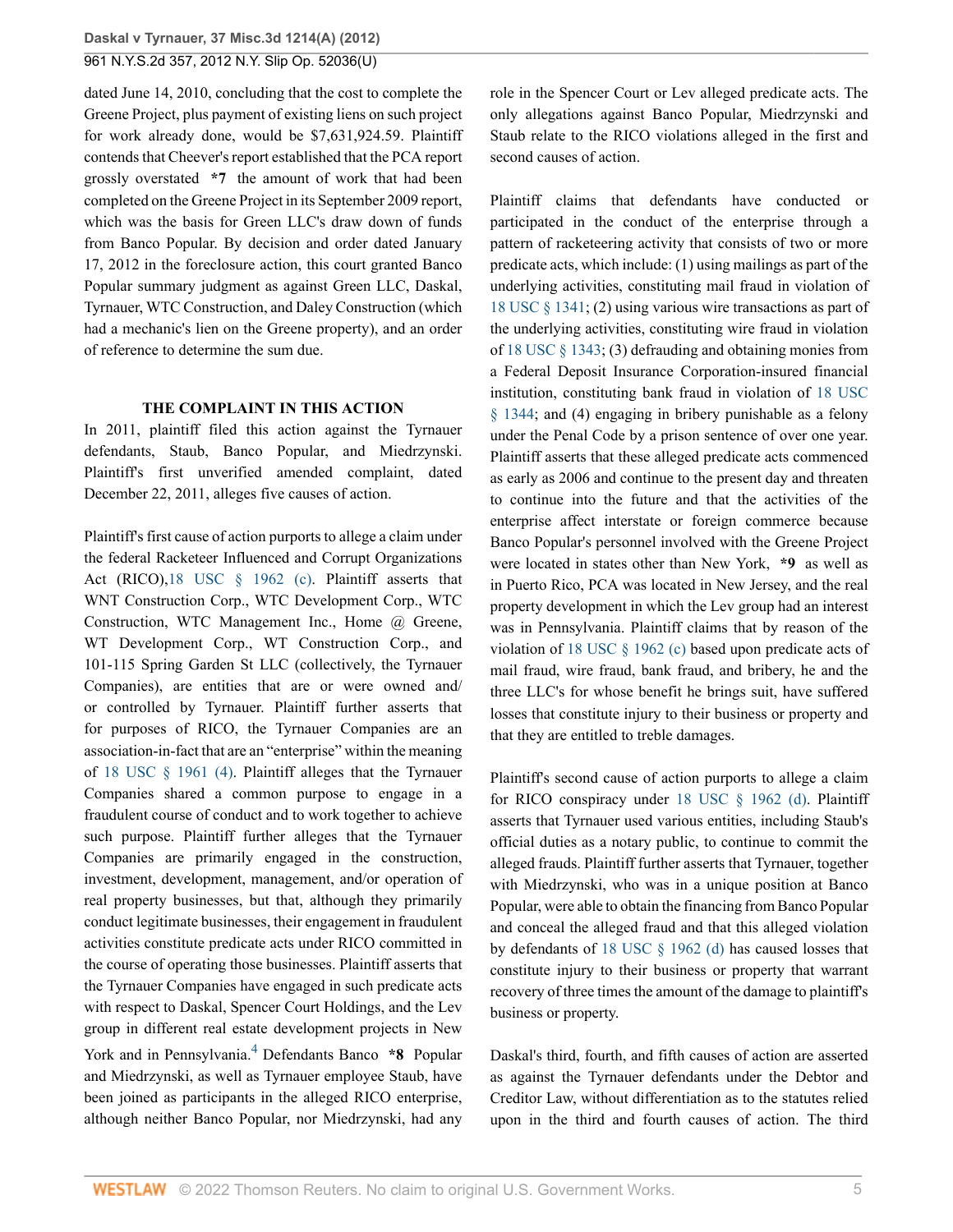dated June 14, 2010, concluding that the cost to complete the Greene Project, plus payment of existing liens on such project for work already done, would be $7,631,924.59. Plaintiff contends that Cheever's report established that the PCA report grossly overstated **\*7** the amount of work that had been completed on the Greene Project in its September 2009 report, which was the basis for Green LLC's draw down of funds from Banco Popular. By decision and order dated January 17, 2012 in the foreclosure action, this court granted Banco Popular summary judgment as against Green LLC, Daskal, Tyrnauer, WTC Construction, and Daley Construction (which had a mechanic's lien on the Greene property), and an order of reference to determine the sum due.

## THE COMPLAINT IN THIS ACTION

In 2011, plaintiff filed this action against the Tyrnauer defendants, Staub, Banco Popular, and Miedrzynski. Plaintiff's first unverified amended complaint, dated December 22, 2011, alleges five causes of action.

Plaintiff's first cause of action purports to allege a claim under the federal Racketeer Influenced and Corrupt Organizations Act (RICO), 18 USC § 1962 (c). Plaintiff asserts that WNT Construction Corp., WTC Development Corp., WTC Construction, WTC Management Inc., Home @ Greene, WT Development Corp., WT Construction Corp., and 101-115 Spring Garden St LLC (collectively, the Tyrnauer Companies), are entities that are or were owned and/or controlled by Tyrnauer. Plaintiff further asserts that for purposes of RICO, the Tyrnauer Companies are an association-in-fact that are an "enterprise" within the meaning of 18 USC § 1961 (4). Plaintiff alleges that the Tyrnauer Companies shared a common purpose to engage in a fraudulent course of conduct and to work together to achieve such purpose. Plaintiff further alleges that the Tyrnauer Companies are primarily engaged in the construction, investment, development, management, and/or operation of real property businesses, but that, although they primarily conduct legitimate businesses, their engagement in fraudulent activities constitute predicate acts under RICO committed in the course of operating those businesses. Plaintiff asserts that the Tyrnauer Companies have engaged in such predicate acts with respect to Daskal, Spencer Court Holdings, and the Lev group in different real estate development projects in New York and in Pennsylvania.[4] Defendants Banco **\*8** Popular and Miedrzynski, as well as Tyrnauer employee Staub, have been joined as participants in the alleged RICO enterprise, although neither Banco Popular, nor Miedrzynski, had any role in the Spencer Court or Lev alleged predicate acts. The only allegations against Banco Popular, Miedrzynski and Staub relate to the RICO violations alleged in the first and second causes of action.

Plaintiff claims that defendants have conducted or participated in the conduct of the enterprise through a pattern of racketeering activity that consists of two or more predicate acts, which include: (1) using mailings as part of the underlying activities, constituting mail fraud in violation of 18 USC § 1341; (2) using various wire transactions as part of the underlying activities, constituting wire fraud in violation of 18 USC § 1343; (3) defrauding and obtaining monies from a Federal Deposit Insurance Corporation-insured financial institution, constituting bank fraud in violation of 18 USC § 1344; and (4) engaging in bribery punishable as a felony under the Penal Code by a prison sentence of over one year. Plaintiff asserts that these alleged predicate acts commenced as early as 2006 and continue to the present day and threaten to continue into the future and that the activities of the enterprise affect interstate or foreign commerce because Banco Popular's personnel involved with the Greene Project were located in states other than New York, **\*9** as well as in Puerto Rico, PCA was located in New Jersey, and the real property development in which the Lev group had an interest was in Pennsylvania. Plaintiff claims that by reason of the violation of 18 USC § 1962 (c) based upon predicate acts of mail fraud, wire fraud, bank fraud, and bribery, he and the three LLC's for whose benefit he brings suit, have suffered losses that constitute injury to their business or property and that they are entitled to treble damages.

Plaintiff's second cause of action purports to allege a claim for RICO conspiracy under 18 USC § 1962 (d). Plaintiff asserts that Tyrnauer used various entities, including Staub's official duties as a notary public, to continue to commit the alleged frauds. Plaintiff further asserts that Tyrnauer, together with Miedrzynski, who was in a unique position at Banco Popular, were able to obtain the financing from Banco Popular and conceal the alleged fraud and that this alleged violation by defendants of 18 USC § 1962 (d) has caused losses that constitute injury to their business or property that warrant recovery of three times the amount of the damage to plaintiff's business or property.

Daskal's third, fourth, and fifth causes of action are asserted as against the Tyrnauer defendants under the Debtor and Creditor Law, without differentiation as to the statutes relied upon in the third and fourth causes of action. The third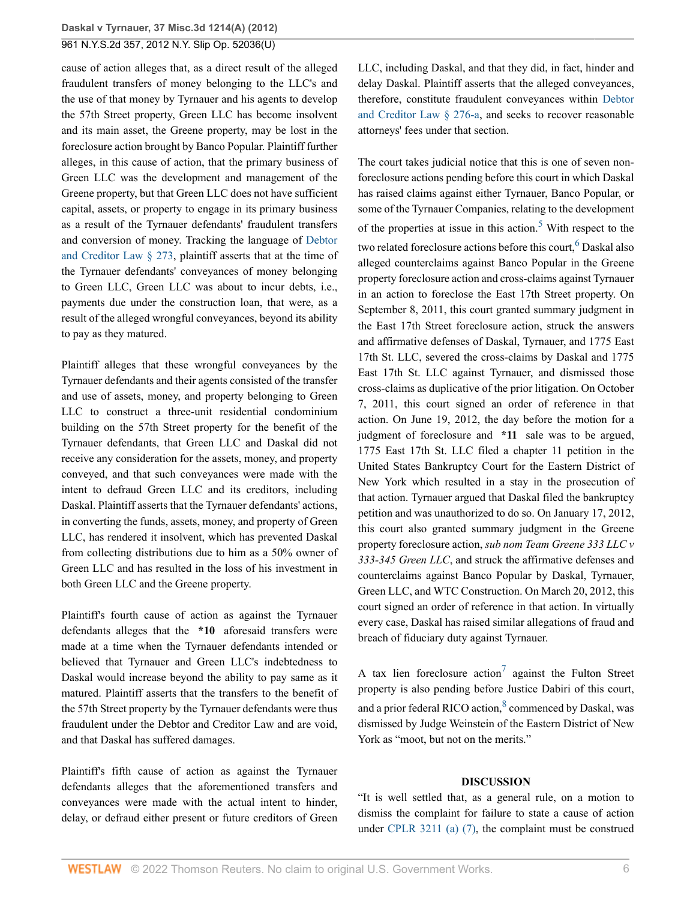cause of action alleges that, as a direct result of the alleged fraudulent transfers of money belonging to the LLC's and the use of that money by Tyrnauer and his agents to develop the 57th Street property, Green LLC has become insolvent and its main asset, the Greene property, may be lost in the foreclosure action brought by Banco Popular. Plaintiff further alleges, in this cause of action, that the primary business of Green LLC was the development and management of the Greene property, but that Green LLC does not have sufficient capital, assets, or property to engage in its primary business as a result of the Tyrnauer defendants' fraudulent transfers and conversion of money. Tracking the language of Debtor and Creditor Law § 273, plaintiff asserts that at the time of the Tyrnauer defendants' conveyances of money belonging to Green LLC, Green LLC was about to incur debts, i.e., payments due under the construction loan, that were, as a result of the alleged wrongful conveyances, beyond its ability to pay as they matured.

Plaintiff alleges that these wrongful conveyances by the Tyrnauer defendants and their agents consisted of the transfer and use of assets, money, and property belonging to Green LLC to construct a three-unit residential condominium building on the 57th Street property for the benefit of the Tyrnauer defendants, that Green LLC and Daskal did not receive any consideration for the assets, money, and property conveyed, and that such conveyances were made with the intent to defraud Green LLC and its creditors, including Daskal. Plaintiff asserts that the Tyrnauer defendants' actions, in converting the funds, assets, money, and property of Green LLC, has rendered it insolvent, which has prevented Daskal from collecting distributions due to him as a 50% owner of Green LLC and has resulted in the loss of his investment in both Green LLC and the Greene property.

Plaintiff's fourth cause of action as against the Tyrnauer defendants alleges that the **\*10** aforesaid transfers were made at a time when the Tyrnauer defendants intended or believed that Tyrnauer and Green LLC's indebtedness to Daskal would increase beyond the ability to pay same as it matured. Plaintiff asserts that the transfers to the benefit of the 57th Street property by the Tyrnauer defendants were thus fraudulent under the Debtor and Creditor Law and are void, and that Daskal has suffered damages.

Plaintiff's fifth cause of action as against the Tyrnauer defendants alleges that the aforementioned transfers and conveyances were made with the actual intent to hinder, delay, or defraud either present or future creditors of Green LLC, including Daskal, and that they did, in fact, hinder and delay Daskal. Plaintiff asserts that the alleged conveyances, therefore, constitute fraudulent conveyances within Debtor and Creditor Law § 276-a, and seeks to recover reasonable attorneys' fees under that section.

The court takes judicial notice that this is one of seven non-foreclosure actions pending before this court in which Daskal has raised claims against either Tyrnauer, Banco Popular, or some of the Tyrnauer Companies, relating to the development of the properties at issue in this action.[5] With respect to the two related foreclosure actions before this court,[6] Daskal also alleged counterclaims against Banco Popular in the Greene property foreclosure action and cross-claims against Tyrnauer in an action to foreclose the East 17th Street property. On September 8, 2011, this court granted summary judgment in the East 17th Street foreclosure action, struck the answers and affirmative defenses of Daskal, Tyrnauer, and 1775 East 17th St. LLC, severed the cross-claims by Daskal and 1775 East 17th St. LLC against Tyrnauer, and dismissed those cross-claims as duplicative of the prior litigation. On October 7, 2011, this court signed an order of reference in that action. On June 19, 2012, the day before the motion for a judgment of foreclosure and **\*11** sale was to be argued, 1775 East 17th St. LLC filed a chapter 11 petition in the United States Bankruptcy Court for the Eastern District of New York which resulted in a stay in the prosecution of that action. Tyrnauer argued that Daskal filed the bankruptcy petition and was unauthorized to do so. On January 17, 2012, this court also granted summary judgment in the Greene property foreclosure action, *sub nom Team Greene 333 LLC v 333-345 Green LLC*, and struck the affirmative defenses and counterclaims against Banco Popular by Daskal, Tyrnauer, Green LLC, and WTC Construction. On March 20, 2012, this court signed an order of reference in that action. In virtually every case, Daskal has raised similar allegations of fraud and breach of fiduciary duty against Tyrnauer.

A tax lien foreclosure action[7] against the Fulton Street property is also pending before Justice Dabiri of this court, and a prior federal RICO action,[8] commenced by Daskal, was dismissed by Judge Weinstein of the Eastern District of New York as "moot, but not on the merits."

## DISCUSSION

"It is well settled that, as a general rule, on a motion to dismiss the complaint for failure to state a cause of action under CPLR 3211 (a) (7), the complaint must be construed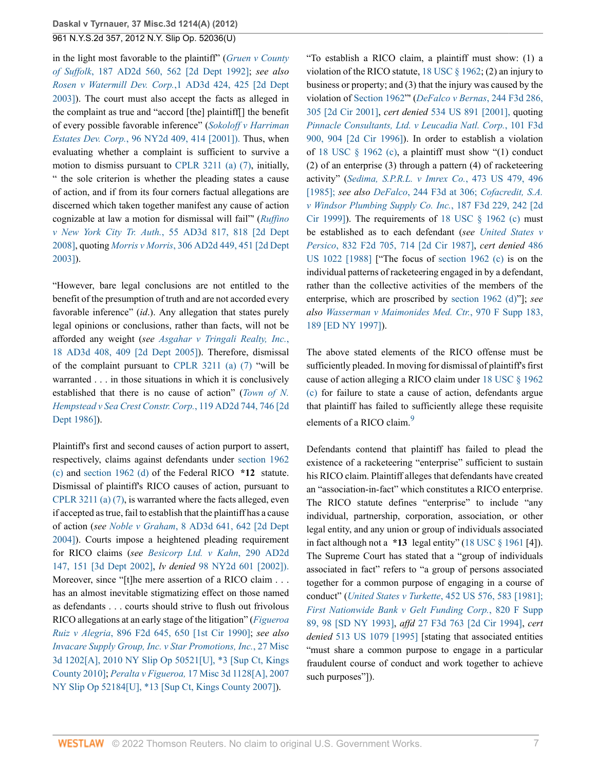in the light most favorable to the plaintiff" (*Gruen v County of Suffolk*, 187 AD2d 560, 562 [2d Dept 1992]; *see also Rosen v Watermill Dev. Corp.*,1 AD3d 424, 425 [2d Dept 2003]). The court must also accept the facts as alleged in the complaint as true and "accord [the] plaintiff[] the benefit of every possible favorable inference" (*Sokoloff v Harriman Estates Dev. Corp.*, 96 NY2d 409, 414 [2001]). Thus, when evaluating whether a complaint is sufficient to survive a motion to dismiss pursuant to CPLR 3211 (a) (7), initially, " the sole criterion is whether the pleading states a cause of action, and if from its four corners factual allegations are discerned which taken together manifest any cause of action cognizable at law a motion for dismissal will fail"' (*Ruffino v New York City Tr. Auth.*, 55 AD3d 817, 818 [2d Dept 2008], quoting *Morris v Morris*, 306 AD2d 449, 451 [2d Dept 2003]).

"However, bare legal conclusions are not entitled to the benefit of the presumption of truth and are not accorded every favorable inference" (*id.*). Any allegation that states purely legal opinions or conclusions, rather than facts, will not be afforded any weight (*see Asgahar v Tringali Realty, Inc.*, 18 AD3d 408, 409 [2d Dept 2005]). Therefore, dismissal of the complaint pursuant to CPLR 3211 (a) (7) "will be warranted . . . in those situations in which it is conclusively established that there is no cause of action" (*Town of N. Hempstead v Sea Crest Constr. Corp.*, 119 AD2d 744, 746 [2d Dept 1986]).

Plaintiff's first and second causes of action purport to assert, respectively, claims against defendants under section 1962 (c) and section 1962 (d) of the Federal RICO **\*12** statute. Dismissal of plaintiff's RICO causes of action, pursuant to CPLR 3211 (a) (7), is warranted where the facts alleged, even if accepted as true, fail to establish that the plaintiff has a cause of action (*see Noble v Graham*, 8 AD3d 641, 642 [2d Dept 2004]). Courts impose a heightened pleading requirement for RICO claims (*see Besicorp Ltd. v Kahn*, 290 AD2d 147, 151 [3d Dept 2002], *lv denied* 98 NY2d 601 [2002]). Moreover, since "[t]he mere assertion of a RICO claim . . . has an almost inevitable stigmatizing effect on those named as defendants . . . courts should strive to flush out frivolous RICO allegations at an early stage of the litigation" (*Figueroa Ruiz v Alegria*, 896 F2d 645, 650 [1st Cir 1990]; *see also Invacare Supply Group, Inc. v Star Promotions, Inc.*, 27 Misc 3d 1202[A], 2010 NY Slip Op 50521[U], \*3 [Sup Ct, Kings County 2010]; *Peralta v Figueroa,* 17 Misc 3d 1128[A], 2007 NY Slip Op 52184[U], \*13 [Sup Ct, Kings County 2007]).

"To establish a RICO claim, a plaintiff must show: (1) a violation of the RICO statute, 18 USC § 1962; (2) an injury to business or property; and (3) that the injury was caused by the violation of Section 1962"' (*DeFalco v Bernas*, 244 F3d 286, 305 [2d Cir 2001], *cert denied* 534 US 891 [2001], quoting *Pinnacle Consultants, Ltd. v Leucadia Natl. Corp.*, 101 F3d 900, 904 [2d Cir 1996]). In order to establish a violation of 18 USC § 1962 (c), a plaintiff must show "(1) conduct (2) of an enterprise (3) through a pattern (4) of racketeering activity" (*Sedima, S.P.R.L. v Imrex Co.*, 473 US 479, 496 [1985]; *see also DeFalco*, 244 F3d at 306; *Cofacredit, S.A. v Windsor Plumbing Supply Co. Inc.*, 187 F3d 229, 242 [2d Cir 1999]). The requirements of 18 USC § 1962 (c) must be established as to each defendant (*see United States v Persico*, 832 F2d 705, 714 [2d Cir 1987], *cert denied* 486 US 1022 [1988] ["The focus of section 1962 (c) is on the individual patterns of racketeering engaged in by a defendant, rather than the collective activities of the members of the enterprise, which are proscribed by section 1962 (d)"]; *see also Wasserman v Maimonides Med. Ctr.*, 970 F Supp 183, 189 [ED NY 1997]).

The above stated elements of the RICO offense must be sufficiently pleaded. In moving for dismissal of plaintiff's first cause of action alleging a RICO claim under 18 USC § 1962 (c) for failure to state a cause of action, defendants argue that plaintiff has failed to sufficiently allege these requisite elements of a RICO claim.[9]

Defendants contend that plaintiff has failed to plead the existence of a racketeering "enterprise" sufficient to sustain his RICO claim. Plaintiff alleges that defendants have created an "association-in-fact" which constitutes a RICO enterprise. The RICO statute defines "enterprise" to include "any individual, partnership, corporation, association, or other legal entity, and any union or group of individuals associated in fact although not a **\*13** legal entity" (18 USC § 1961 [4]). The Supreme Court has stated that a "group of individuals associated in fact" refers to "a group of persons associated together for a common purpose of engaging in a course of conduct" (*United States v Turkette*, 452 US 576, 583 [1981]; *First Nationwide Bank v Gelt Funding Corp.*, 820 F Supp 89, 98 [SD NY 1993], *affd* 27 F3d 763 [2d Cir 1994], *cert denied* 513 US 1079 [1995] [stating that associated entities "must share a common purpose to engage in a particular fraudulent course of conduct and work together to achieve such purposes"]).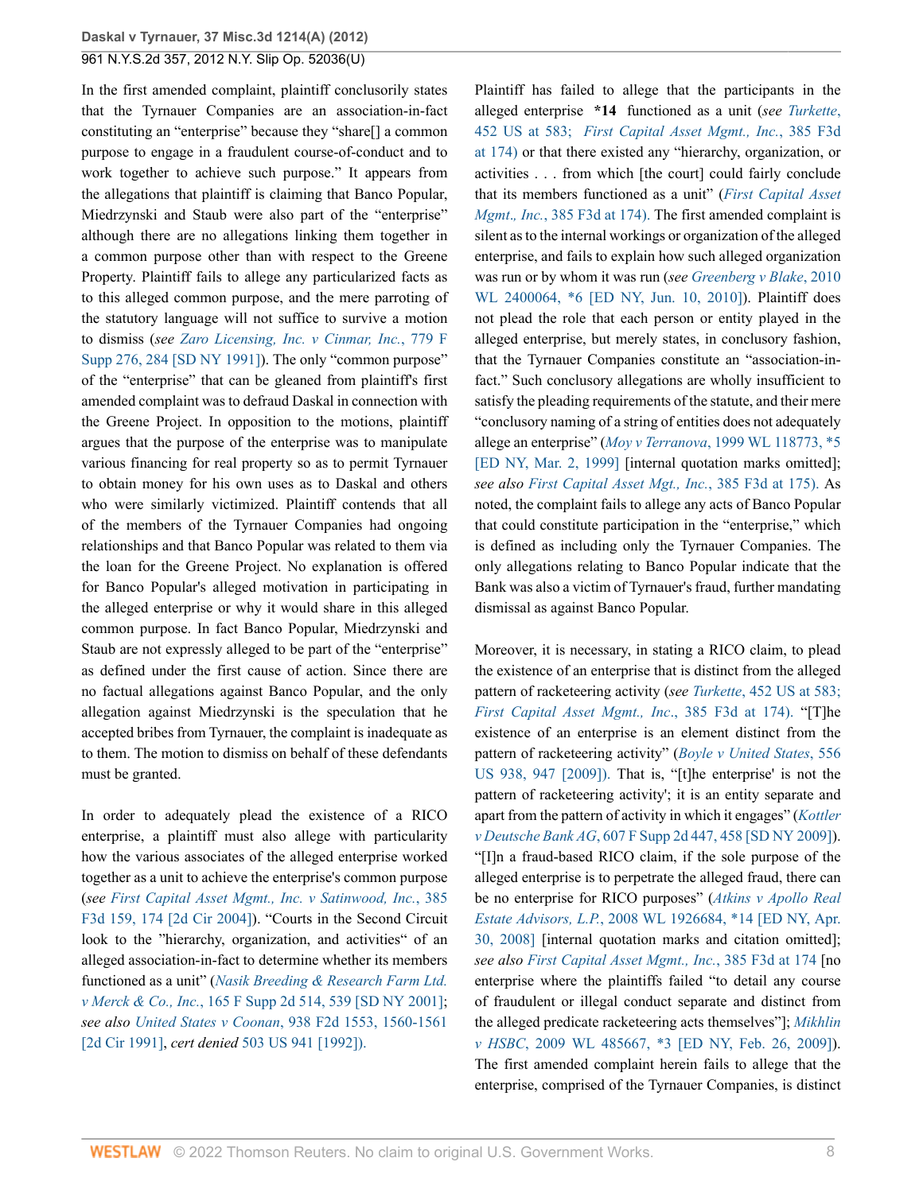In the first amended complaint, plaintiff conclusorily states that the Tyrnauer Companies are an association-in-fact constituting an "enterprise" because they "share[] a common purpose to engage in a fraudulent course-of-conduct and to work together to achieve such purpose." It appears from the allegations that plaintiff is claiming that Banco Popular, Miedrzynski and Staub were also part of the "enterprise" although there are no allegations linking them together in a common purpose other than with respect to the Greene Property. Plaintiff fails to allege any particularized facts as to this alleged common purpose, and the mere parroting of the statutory language will not suffice to survive a motion to dismiss (*see Zaro Licensing, Inc. v Cinmar, Inc.*, 779 F Supp 276, 284 [SD NY 1991]). The only "common purpose" of the "enterprise" that can be gleaned from plaintiff's first amended complaint was to defraud Daskal in connection with the Greene Project. In opposition to the motions, plaintiff argues that the purpose of the enterprise was to manipulate various financing for real property so as to permit Tyrnauer to obtain money for his own uses as to Daskal and others who were similarly victimized. Plaintiff contends that all of the members of the Tyrnauer Companies had ongoing relationships and that Banco Popular was related to them via the loan for the Greene Project. No explanation is offered for Banco Popular's alleged motivation in participating in the alleged enterprise or why it would share in this alleged common purpose. In fact Banco Popular, Miedrzynski and Staub are not expressly alleged to be part of the "enterprise" as defined under the first cause of action. Since there are no factual allegations against Banco Popular, and the only allegation against Miedrzynski is the speculation that he accepted bribes from Tyrnauer, the complaint is inadequate as to them. The motion to dismiss on behalf of these defendants must be granted.

In order to adequately plead the existence of a RICO enterprise, a plaintiff must also allege with particularity how the various associates of the alleged enterprise worked together as a unit to achieve the enterprise's common purpose (*see First Capital Asset Mgmt., Inc. v Satinwood, Inc.*, 385 F3d 159, 174 [2d Cir 2004]). "Courts in the Second Circuit look to the "hierarchy, organization, and activities" of an alleged association-in-fact to determine whether its members functioned as a unit" (*Nasik Breeding & Research Farm Ltd. v Merck & Co., Inc.*, 165 F Supp 2d 514, 539 [SD NY 2001]; *see also United States v Coonan*, 938 F2d 1553, 1560-1561 [2d Cir 1991], *cert denied* 503 US 941 [1992]).

Plaintiff has failed to allege that the participants in the alleged enterprise **\*14** functioned as a unit (*see Turkette*, 452 US at 583; *First Capital Asset Mgmt., Inc.*, 385 F3d at 174) or that there existed any "hierarchy, organization, or activities . . . from which [the court] could fairly conclude that its members functioned as a unit" (*First Capital Asset Mgmt., Inc.*, 385 F3d at 174). The first amended complaint is silent as to the internal workings or organization of the alleged enterprise, and fails to explain how such alleged organization was run or by whom it was run (*see Greenberg v Blake*, 2010 WL 2400064, \*6 [ED NY, Jun. 10, 2010]). Plaintiff does not plead the role that each person or entity played in the alleged enterprise, but merely states, in conclusory fashion, that the Tyrnauer Companies constitute an "association-in-fact." Such conclusory allegations are wholly insufficient to satisfy the pleading requirements of the statute, and their mere "conclusory naming of a string of entities does not adequately allege an enterprise" (*Moy v Terranova*, 1999 WL 118773, \*5 [ED NY, Mar. 2, 1999] [internal quotation marks omitted]; *see also First Capital Asset Mgt., Inc.*, 385 F3d at 175). As noted, the complaint fails to allege any acts of Banco Popular that could constitute participation in the "enterprise," which is defined as including only the Tyrnauer Companies. The only allegations relating to Banco Popular indicate that the Bank was also a victim of Tyrnauer's fraud, further mandating dismissal as against Banco Popular.

Moreover, it is necessary, in stating a RICO claim, to plead the existence of an enterprise that is distinct from the alleged pattern of racketeering activity (*see Turkette*, 452 US at 583; *First Capital Asset Mgmt., Inc.*, 385 F3d at 174). "[T]he existence of an enterprise is an element distinct from the pattern of racketeering activity" (*Boyle v United States*, 556 US 938, 947 [2009]). That is, "[t]he enterprise' is not the pattern of racketeering activity'; it is an entity separate and apart from the pattern of activity in which it engages" (*Kottler v Deutsche Bank AG*, 607 F Supp 2d 447, 458 [SD NY 2009]). "[I]n a fraud-based RICO claim, if the sole purpose of the alleged enterprise is to perpetrate the alleged fraud, there can be no enterprise for RICO purposes" (*Atkins v Apollo Real Estate Advisors, L.P.*, 2008 WL 1926684, \*14 [ED NY, Apr. 30, 2008] [internal quotation marks and citation omitted]; *see also First Capital Asset Mgmt., Inc.*, 385 F3d at 174 [no enterprise where the plaintiffs failed "to detail any course of fraudulent or illegal conduct separate and distinct from the alleged predicate racketeering acts themselves"]; *Mikhlin v HSBC*, 2009 WL 485667, \*3 [ED NY, Feb. 26, 2009]). The first amended complaint herein fails to allege that the enterprise, comprised of the Tyrnauer Companies, is distinct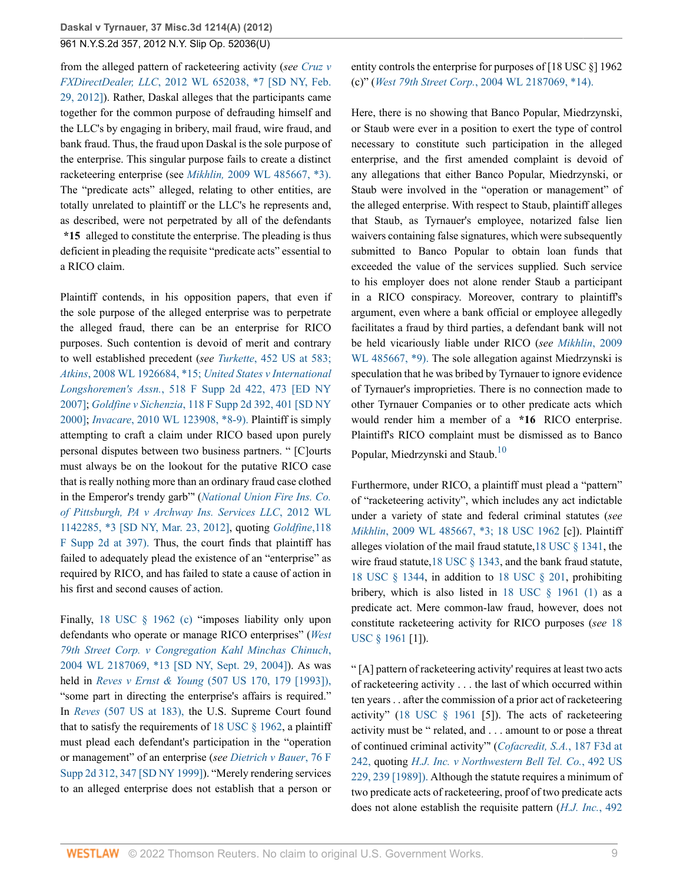from the alleged pattern of racketeering activity (*see Cruz v FXDirectDealer, LLC*, 2012 WL 652038, *7 [SD NY, Feb. 29, 2012]). Rather, Daskal alleges that the participants came together for the common purpose of defrauding himself and the LLC's by engaging in bribery, mail fraud, wire fraud, and bank fraud. Thus, the fraud upon Daskal is the sole purpose of the enterprise. This singular purpose fails to create a distinct racketeering enterprise (see *Mikhlin,* 2009 WL 485667, *3). The "predicate acts" alleged, relating to other entities, are totally unrelated to plaintiff or the LLC's he represents and, as described, were not perpetrated by all of the defendants **\*15** alleged to constitute the enterprise. The pleading is thus deficient in pleading the requisite "predicate acts" essential to a RICO claim.

Plaintiff contends, in his opposition papers, that even if the sole purpose of the alleged enterprise was to perpetrate the alleged fraud, there can be an enterprise for RICO purposes. Such contention is devoid of merit and contrary to well established precedent (*see Turkette*, 452 US at 583; *Atkins*, 2008 WL 1926684, *15; *United States v International Longshoremen's Assn.*, 518 F Supp 2d 422, 473 [ED NY 2007]; *Goldfine v Sichenzia*, 118 F Supp 2d 392, 401 [SD NY 2000]; *Invacare*, 2010 WL 123908, *8-9). Plaintiff is simply attempting to craft a claim under RICO based upon purely personal disputes between two business partners. " [C]ourts must always be on the lookout for the putative RICO case that is really nothing more than an ordinary fraud case clothed in the Emperor's trendy garb'" (*National Union Fire Ins. Co. of Pittsburgh, PA v Archway Ins. Services LLC*, 2012 WL 1142285, *3 [SD NY, Mar. 23, 2012], quoting *Goldfine*,118 F Supp 2d at 397). Thus, the court finds that plaintiff has failed to adequately plead the existence of an "enterprise" as required by RICO, and has failed to state a cause of action in his first and second causes of action.

Finally, 18 USC § 1962 (c) "imposes liability only upon defendants who operate or manage RICO enterprises" (*West 79th Street Corp. v Congregation Kahl Minchas Chinuch*, 2004 WL 2187069, *13 [SD NY, Sept. 29, 2004]). As was held in *Reves v Ernst & Young* (507 US 170, 179 [1993]), "some part in directing the enterprise's affairs is required." In *Reves* (507 US at 183), the U.S. Supreme Court found that to satisfy the requirements of 18 USC § 1962, a plaintiff must plead each defendant's participation in the "operation or management" of an enterprise (*see Dietrich v Bauer*, 76 F Supp 2d 312, 347 [SD NY 1999]). "Merely rendering services to an alleged enterprise does not establish that a person or entity controls the enterprise for purposes of [18 USC §] 1962 (c)" (*West 79th Street Corp.*, 2004 WL 2187069, *14).

Here, there is no showing that Banco Popular, Miedrzynski, or Staub were ever in a position to exert the type of control necessary to constitute such participation in the alleged enterprise, and the first amended complaint is devoid of any allegations that either Banco Popular, Miedrzynski, or Staub were involved in the "operation or management" of the alleged enterprise. With respect to Staub, plaintiff alleges that Staub, as Tyrnauer's employee, notarized false lien waivers containing false signatures, which were subsequently submitted to Banco Popular to obtain loan funds that exceeded the value of the services supplied. Such service to his employer does not alone render Staub a participant in a RICO conspiracy. Moreover, contrary to plaintiff's argument, even where a bank official or employee allegedly facilitates a fraud by third parties, a defendant bank will not be held vicariously liable under RICO (*see Mikhlin*, 2009 WL 485667, *9). The sole allegation against Miedrzynski is speculation that he was bribed by Tyrnauer to ignore evidence of Tyrnauer's improprieties. There is no connection made to other Tyrnauer Companies or to other predicate acts which would render him a member of a **\*16** RICO enterprise. Plaintiff's RICO complaint must be dismissed as to Banco Popular, Miedrzynski and Staub.[10]

Furthermore, under RICO, a plaintiff must plead a "pattern" of "racketeering activity", which includes any act indictable under a variety of state and federal criminal statutes (*see Mikhlin*, 2009 WL 485667, *3; 18 USC 1962 [c]). Plaintiff alleges violation of the mail fraud statute,18 USC § 1341, the wire fraud statute,18 USC § 1343, and the bank fraud statute, 18 USC § 1344, in addition to 18 USC § 201, prohibiting bribery, which is also listed in 18 USC § 1961 (1) as a predicate act. Mere common-law fraud, however, does not constitute racketeering activity for RICO purposes (*see* 18 USC § 1961 [1]).

" [A] pattern of racketeering activity' requires at least two acts of racketeering activity . . . the last of which occurred within ten years . . after the commission of a prior act of racketeering activity" (18 USC § 1961 [5]). The acts of racketeering activity must be " related, and . . . amount to or pose a threat of continued criminal activity'" (*Cofacredit, S.A.*, 187 F3d at 242, quoting *H.J. Inc. v Northwestern Bell Tel. Co.*, 492 US 229, 239 [1989]). Although the statute requires a minimum of two predicate acts of racketeering, proof of two predicate acts does not alone establish the requisite pattern (*H.J. Inc.*, 492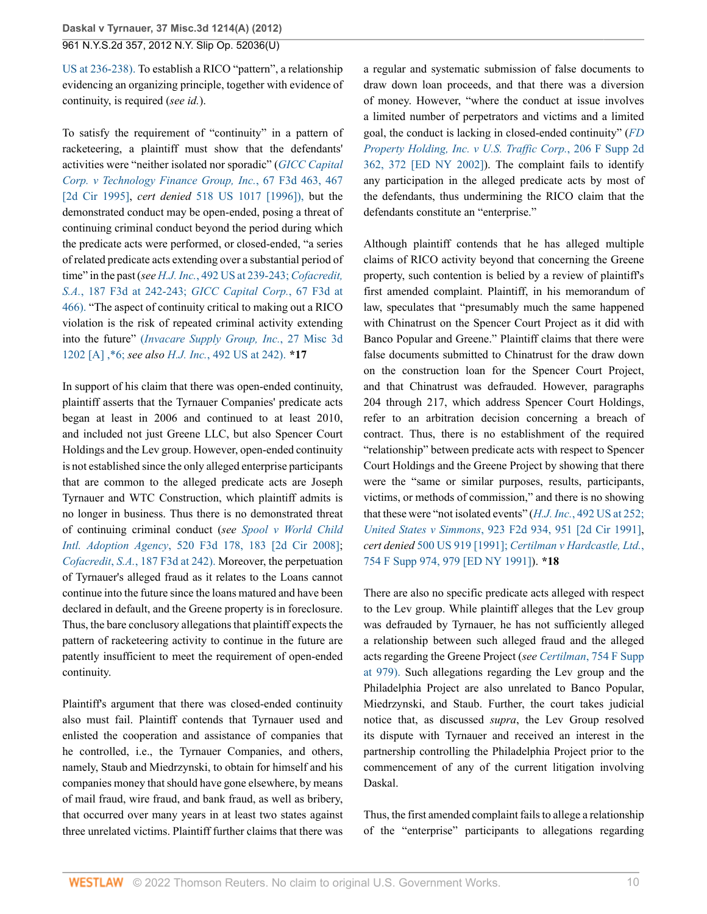US at 236-238). To establish a RICO "pattern", a relationship evidencing an organizing principle, together with evidence of continuity, is required (*see id.*).

To satisfy the requirement of "continuity" in a pattern of racketeering, a plaintiff must show that the defendants' activities were "neither isolated nor sporadic" (*GICC Capital Corp. v Technology Finance Group, Inc.*, 67 F3d 463, 467 [2d Cir 1995], *cert denied* 518 US 1017 [1996]), but the demonstrated conduct may be open-ended, posing a threat of continuing criminal conduct beyond the period during which the predicate acts were performed, or closed-ended, "a series of related predicate acts extending over a substantial period of time" in the past (*see H.J. Inc.*, 492 US at 239-243; *Cofacredit, S.A.*, 187 F3d at 242-243; *GICC Capital Corp.*, 67 F3d at 466). "The aspect of continuity critical to making out a RICO violation is the risk of repeated criminal activity extending into the future" (*Invacare Supply Group, Inc.*, 27 Misc 3d 1202 [A] ,*6; *see also H.J. Inc.*, 492 US at 242). **\*17**

In support of his claim that there was open-ended continuity, plaintiff asserts that the Tyrnauer Companies' predicate acts began at least in 2006 and continued to at least 2010, and included not just Greene LLC, but also Spencer Court Holdings and the Lev group. However, open-ended continuity is not established since the only alleged enterprise participants that are common to the alleged predicate acts are Joseph Tyrnauer and WTC Construction, which plaintiff admits is no longer in business. Thus there is no demonstrated threat of continuing criminal conduct (*see Spool v World Child Intl. Adoption Agency*, 520 F3d 178, 183 [2d Cir 2008]; *Cofacredit, S.A.*, 187 F3d at 242). Moreover, the perpetuation of Tyrnauer's alleged fraud as it relates to the Loans cannot continue into the future since the loans matured and have been declared in default, and the Greene property is in foreclosure. Thus, the bare conclusory allegations that plaintiff expects the pattern of racketeering activity to continue in the future are patently insufficient to meet the requirement of open-ended continuity.

Plaintiff's argument that there was closed-ended continuity also must fail. Plaintiff contends that Tyrnauer used and enlisted the cooperation and assistance of companies that he controlled, i.e., the Tyrnauer Companies, and others, namely, Staub and Miedrzynski, to obtain for himself and his companies money that should have gone elsewhere, by means of mail fraud, wire fraud, and bank fraud, as well as bribery, that occurred over many years in at least two states against three unrelated victims. Plaintiff further claims that there was a regular and systematic submission of false documents to draw down loan proceeds, and that there was a diversion of money. However, "where the conduct at issue involves a limited number of perpetrators and victims and a limited goal, the conduct is lacking in closed-ended continuity" (*FD Property Holding, Inc. v U.S. Traffic Corp.*, 206 F Supp 2d 362, 372 [ED NY 2002]). The complaint fails to identify any participation in the alleged predicate acts by most of the defendants, thus undermining the RICO claim that the defendants constitute an "enterprise."

Although plaintiff contends that he has alleged multiple claims of RICO activity beyond that concerning the Greene property, such contention is belied by a review of plaintiff's first amended complaint. Plaintiff, in his memorandum of law, speculates that "presumably much the same happened with Chinatrust on the Spencer Court Project as it did with Banco Popular and Greene." Plaintiff claims that there were false documents submitted to Chinatrust for the draw down on the construction loan for the Spencer Court Project, and that Chinatrust was defrauded. However, paragraphs 204 through 217, which address Spencer Court Holdings, refer to an arbitration decision concerning a breach of contract. Thus, there is no establishment of the required "relationship" between predicate acts with respect to Spencer Court Holdings and the Greene Project by showing that there were the "same or similar purposes, results, participants, victims, or methods of commission," and there is no showing that these were "not isolated events" (*H.J. Inc.*, 492 US at 252; *United States v Simmons*, 923 F2d 934, 951 [2d Cir 1991], *cert denied* 500 US 919 [1991]; *Certilman v Hardcastle, Ltd.*, 754 F Supp 974, 979 [ED NY 1991]). **\*18**

There are also no specific predicate acts alleged with respect to the Lev group. While plaintiff alleges that the Lev group was defrauded by Tyrnauer, he has not sufficiently alleged a relationship between such alleged fraud and the alleged acts regarding the Greene Project (*see Certilman*, 754 F Supp at 979). Such allegations regarding the Lev group and the Philadelphia Project are also unrelated to Banco Popular, Miedrzynski, and Staub. Further, the court takes judicial notice that, as discussed *supra*, the Lev Group resolved its dispute with Tyrnauer and received an interest in the partnership controlling the Philadelphia Project prior to the commencement of any of the current litigation involving Daskal.

Thus, the first amended complaint fails to allege a relationship of the "enterprise" participants to allegations regarding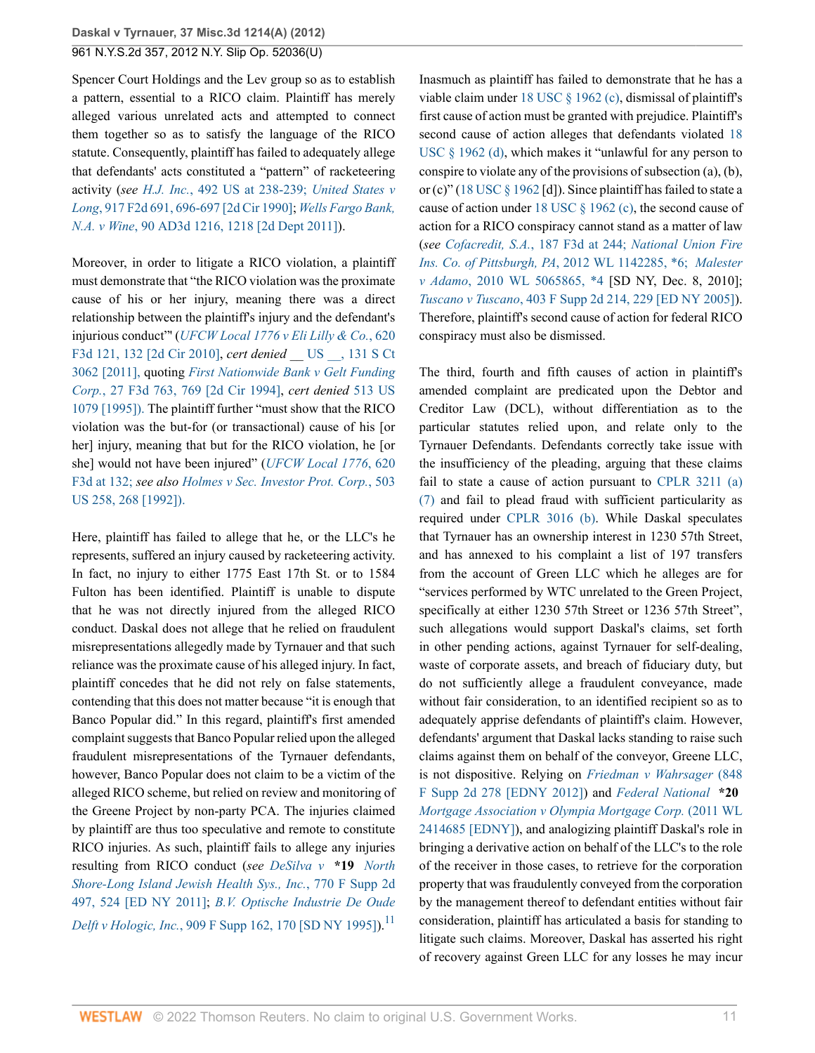Spencer Court Holdings and the Lev group so as to establish a pattern, essential to a RICO claim. Plaintiff has merely alleged various unrelated acts and attempted to connect them together so as to satisfy the language of the RICO statute. Consequently, plaintiff has failed to adequately allege that defendants' acts constituted a "pattern" of racketeering activity (*see H.J. Inc.*, 492 US at 238-239; *United States v Long*, 917 F2d 691, 696-697 [2d Cir 1990]; *Wells Fargo Bank, N.A. v Wine*, 90 AD3d 1216, 1218 [2d Dept 2011]).

Moreover, in order to litigate a RICO violation, a plaintiff must demonstrate that "the RICO violation was the proximate cause of his or her injury, meaning there was a direct relationship between the plaintiff's injury and the defendant's injurious conduct"' (*UFCW Local 1776 v Eli Lilly & Co.*, 620 F3d 121, 132 [2d Cir 2010], *cert denied* __ US __, 131 S Ct 3062 [2011], quoting *First Nationwide Bank v Gelt Funding Corp.*, 27 F3d 763, 769 [2d Cir 1994], *cert denied* 513 US 1079 [1995]). The plaintiff further "must show that the RICO violation was the but-for (or transactional) cause of his [or her] injury, meaning that but for the RICO violation, he [or she] would not have been injured" (*UFCW Local 1776*, 620 F3d at 132; *see also Holmes v Sec. Investor Prot. Corp.*, 503 US 258, 268 [1992]).

Here, plaintiff has failed to allege that he, or the LLC's he represents, suffered an injury caused by racketeering activity. In fact, no injury to either 1775 East 17th St. or to 1584 Fulton has been identified. Plaintiff is unable to dispute that he was not directly injured from the alleged RICO conduct. Daskal does not allege that he relied on fraudulent misrepresentations allegedly made by Tyrnauer and that such reliance was the proximate cause of his alleged injury. In fact, plaintiff concedes that he did not rely on false statements, contending that this does not matter because "it is enough that Banco Popular did." In this regard, plaintiff's first amended complaint suggests that Banco Popular relied upon the alleged fraudulent misrepresentations of the Tyrnauer defendants, however, Banco Popular does not claim to be a victim of the alleged RICO scheme, but relied on review and monitoring of the Greene Project by non-party PCA. The injuries claimed by plaintiff are thus too speculative and remote to constitute RICO injuries. As such, plaintiff fails to allege any injuries resulting from RICO conduct (*see DeSilva v* **\*19** *North Shore-Long Island Jewish Health Sys., Inc.*, 770 F Supp 2d 497, 524 [ED NY 2011]; *B.V. Optische Industrie De Oude Delft v Hologic, Inc.*, 909 F Supp 162, 170 [SD NY 1995]).[11]

Inasmuch as plaintiff has failed to demonstrate that he has a viable claim under 18 USC § 1962 (c), dismissal of plaintiff's first cause of action must be granted with prejudice. Plaintiff's second cause of action alleges that defendants violated 18 USC § 1962 (d), which makes it "unlawful for any person to conspire to violate any of the provisions of subsection (a), (b), or (c)" (18 USC § 1962 [d]). Since plaintiff has failed to state a cause of action under 18 USC § 1962 (c), the second cause of action for a RICO conspiracy cannot stand as a matter of law (*see Cofacredit, S.A.*, 187 F3d at 244; *National Union Fire Ins. Co. of Pittsburgh, PA*, 2012 WL 1142285, \*6; *Malester v Adamo*, 2010 WL 5065865, \*4 [SD NY, Dec. 8, 2010]; *Tuscano v Tuscano*, 403 F Supp 2d 214, 229 [ED NY 2005]). Therefore, plaintiff's second cause of action for federal RICO conspiracy must also be dismissed.

The third, fourth and fifth causes of action in plaintiff's amended complaint are predicated upon the Debtor and Creditor Law (DCL), without differentiation as to the particular statutes relied upon, and relate only to the Tyrnauer Defendants. Defendants correctly take issue with the insufficiency of the pleading, arguing that these claims fail to state a cause of action pursuant to CPLR 3211 (a) (7) and fail to plead fraud with sufficient particularity as required under CPLR 3016 (b). While Daskal speculates that Tyrnauer has an ownership interest in 1230 57th Street, and has annexed to his complaint a list of 197 transfers from the account of Green LLC which he alleges are for "services performed by WTC unrelated to the Green Project, specifically at either 1230 57th Street or 1236 57th Street", such allegations would support Daskal's claims, set forth in other pending actions, against Tyrnauer for self-dealing, waste of corporate assets, and breach of fiduciary duty, but do not sufficiently allege a fraudulent conveyance, made without fair consideration, to an identified recipient so as to adequately apprise defendants of plaintiff's claim. However, defendants' argument that Daskal lacks standing to raise such claims against them on behalf of the conveyor, Greene LLC, is not dispositive. Relying on *Friedman v Wahrsager* (848 F Supp 2d 278 [EDNY 2012]) and *Federal National* **\*20** *Mortgage Association v Olympia Mortgage Corp.* (2011 WL 2414685 [EDNY]), and analogizing plaintiff Daskal's role in bringing a derivative action on behalf of the LLC's to the role of the receiver in those cases, to retrieve for the corporation property that was fraudulently conveyed from the corporation by the management thereof to defendant entities without fair consideration, plaintiff has articulated a basis for standing to litigate such claims. Moreover, Daskal has asserted his right of recovery against Green LLC for any losses he may incur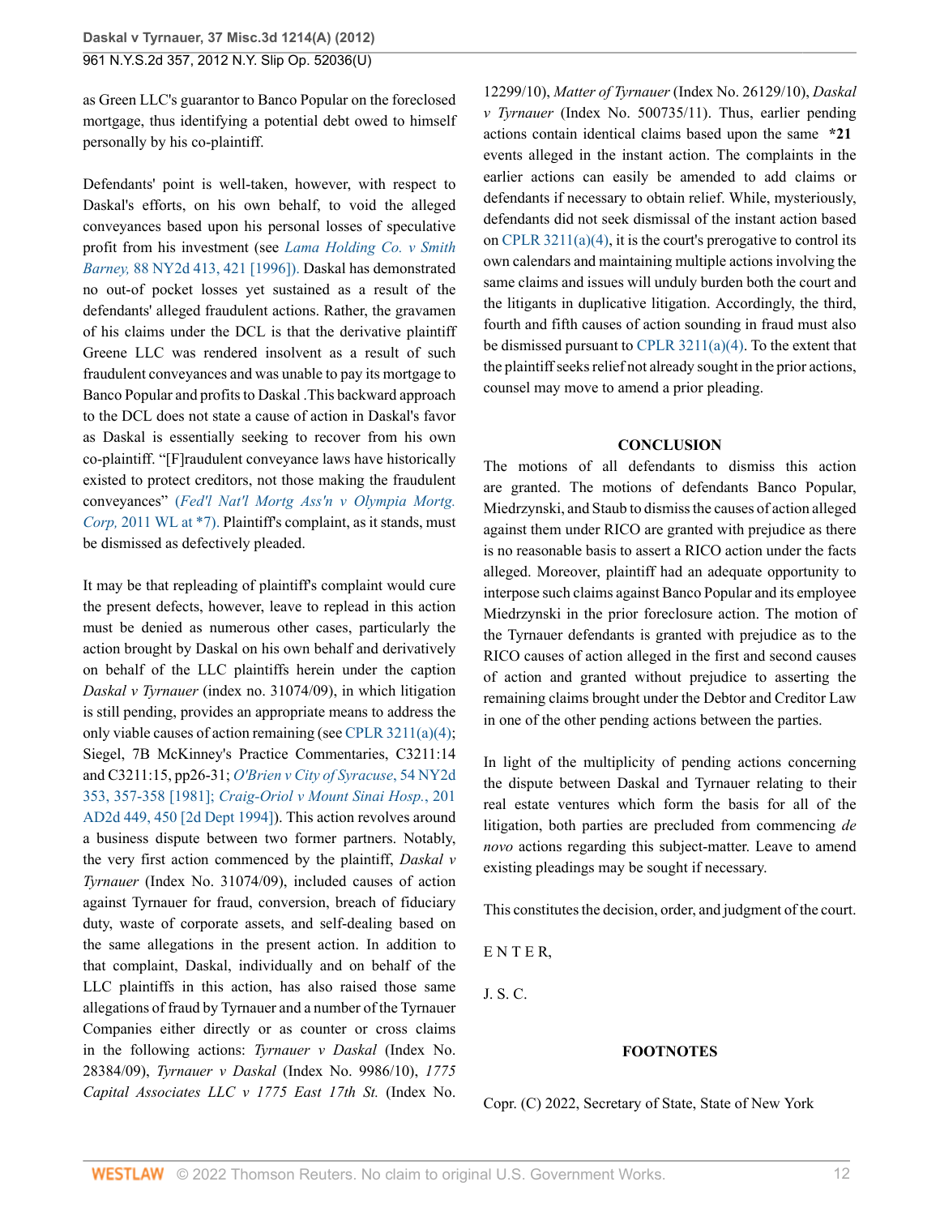as Green LLC's guarantor to Banco Popular on the foreclosed mortgage, thus identifying a potential debt owed to himself personally by his co-plaintiff.

Defendants' point is well-taken, however, with respect to Daskal's efforts, on his own behalf, to void the alleged conveyances based upon his personal losses of speculative profit from his investment (see *Lama Holding Co. v Smith Barney,* 88 NY2d 413, 421 [1996]). Daskal has demonstrated no out-of pocket losses yet sustained as a result of the defendants' alleged fraudulent actions. Rather, the gravamen of his claims under the DCL is that the derivative plaintiff Greene LLC was rendered insolvent as a result of such fraudulent conveyances and was unable to pay its mortgage to Banco Popular and profits to Daskal .This backward approach to the DCL does not state a cause of action in Daskal's favor as Daskal is essentially seeking to recover from his own co-plaintiff. "[F]raudulent conveyance laws have historically existed to protect creditors, not those making the fraudulent conveyances" (*Fed'l Nat'l Mortg Ass'n v Olympia Mortg. Corp,* 2011 WL at *7). Plaintiff's complaint, as it stands, must be dismissed as defectively pleaded.

It may be that repleading of plaintiff's complaint would cure the present defects, however, leave to replead in this action must be denied as numerous other cases, particularly the action brought by Daskal on his own behalf and derivatively on behalf of the LLC plaintiffs herein under the caption *Daskal v Tyrnauer* (index no. 31074/09), in which litigation is still pending, provides an appropriate means to address the only viable causes of action remaining (see CPLR 3211(a)(4); Siegel, 7B McKinney's Practice Commentaries, C3211:14 and C3211:15, pp26-31; *O'Brien v City of Syracuse*, 54 NY2d 353, 357-358 [1981]; *Craig-Oriol v Mount Sinai Hosp.*, 201 AD2d 449, 450 [2d Dept 1994]). This action revolves around a business dispute between two former partners. Notably, the very first action commenced by the plaintiff, *Daskal v Tyrnauer* (Index No. 31074/09), included causes of action against Tyrnauer for fraud, conversion, breach of fiduciary duty, waste of corporate assets, and self-dealing based on the same allegations in the present action. In addition to that complaint, Daskal, individually and on behalf of the LLC plaintiffs in this action, has also raised those same allegations of fraud by Tyrnauer and a number of the Tyrnauer Companies either directly or as counter or cross claims in the following actions: *Tyrnauer v Daskal* (Index No. 28384/09), *Tyrnauer v Daskal* (Index No. 9986/10), *1775 Capital Associates LLC v 1775 East 17th St.* (Index No. 12299/10), *Matter of Tyrnauer* (Index No. 26129/10), *Daskal v Tyrnauer* (Index No. 500735/11). Thus, earlier pending actions contain identical claims based upon the same **\*21** events alleged in the instant action. The complaints in the earlier actions can easily be amended to add claims or defendants if necessary to obtain relief. While, mysteriously, defendants did not seek dismissal of the instant action based on CPLR 3211(a)(4), it is the court's prerogative to control its own calendars and maintaining multiple actions involving the same claims and issues will unduly burden both the court and the litigants in duplicative litigation. Accordingly, the third, fourth and fifth causes of action sounding in fraud must also be dismissed pursuant to CPLR 3211(a)(4). To the extent that the plaintiff seeks relief not already sought in the prior actions, counsel may move to amend a prior pleading.

## CONCLUSION

The motions of all defendants to dismiss this action are granted. The motions of defendants Banco Popular, Miedrzynski, and Staub to dismiss the causes of action alleged against them under RICO are granted with prejudice as there is no reasonable basis to assert a RICO action under the facts alleged. Moreover, plaintiff had an adequate opportunity to interpose such claims against Banco Popular and its employee Miedrzynski in the prior foreclosure action. The motion of the Tyrnauer defendants is granted with prejudice as to the RICO causes of action alleged in the first and second causes of action and granted without prejudice to asserting the remaining claims brought under the Debtor and Creditor Law in one of the other pending actions between the parties.

In light of the multiplicity of pending actions concerning the dispute between Daskal and Tyrnauer relating to their real estate ventures which form the basis for all of the litigation, both parties are precluded from commencing *de novo* actions regarding this subject-matter. Leave to amend existing pleadings may be sought if necessary.

This constitutes the decision, order, and judgment of the court.

E N T E R,

J. S. C.

## FOOTNOTES

Copr. (C) 2022, Secretary of State, State of New York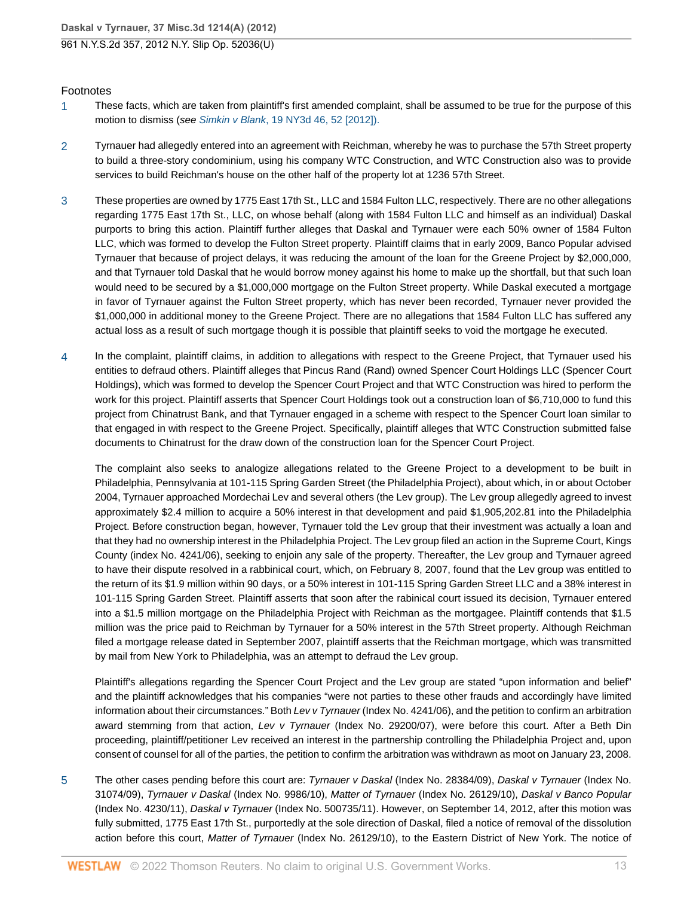## Footnotes

1. These facts, which are taken from plaintiff's first amended complaint, shall be assumed to be true for the purpose of this motion to dismiss (*see Simkin v Blank*, 19 NY3d 46, 52 [2012]).

2. Tyrnauer had allegedly entered into an agreement with Reichman, whereby he was to purchase the 57th Street property to build a three-story condominium, using his company WTC Construction, and WTC Construction also was to provide services to build Reichman's house on the other half of the property lot at 1236 57th Street.

3. These properties are owned by 1775 East 17th St., LLC and 1584 Fulton LLC, respectively. There are no other allegations regarding 1775 East 17th St., LLC, on whose behalf (along with 1584 Fulton LLC and himself as an individual) Daskal purports to bring this action. Plaintiff further alleges that Daskal and Tyrnauer were each 50% owner of 1584 Fulton LLC, which was formed to develop the Fulton Street property. Plaintiff claims that in early 2009, Banco Popular advised Tyrnauer that because of project delays, it was reducing the amount of the loan for the Greene Project by $2,000,000, and that Tyrnauer told Daskal that he would borrow money against his home to make up the shortfall, but that such loan would need to be secured by a $1,000,000 mortgage on the Fulton Street property. While Daskal executed a mortgage in favor of Tyrnauer against the Fulton Street property, which has never been recorded, Tyrnauer never provided the $1,000,000 in additional money to the Greene Project. There are no allegations that 1584 Fulton LLC has suffered any actual loss as a result of such mortgage though it is possible that plaintiff seeks to void the mortgage he executed.

4. In the complaint, plaintiff claims, in addition to allegations with respect to the Greene Project, that Tyrnauer used his entities to defraud others. Plaintiff alleges that Pincus Rand (Rand) owned Spencer Court Holdings LLC (Spencer Court Holdings), which was formed to develop the Spencer Court Project and that WTC Construction was hired to perform the work for this project. Plaintiff asserts that Spencer Court Holdings took out a construction loan of $6,710,000 to fund this project from Chinatrust Bank, and that Tyrnauer engaged in a scheme with respect to the Spencer Court loan similar to that engaged in with respect to the Greene Project. Specifically, plaintiff alleges that WTC Construction submitted false documents to Chinatrust for the draw down of the construction loan for the Spencer Court Project.

   The complaint also seeks to analogize allegations related to the Greene Project to a development to be built in Philadelphia, Pennsylvania at 101-115 Spring Garden Street (the Philadelphia Project), about which, in or about October 2004, Tyrnauer approached Mordechai Lev and several others (the Lev group). The Lev group allegedly agreed to invest approximately $2.4 million to acquire a 50% interest in that development and paid $1,905,202.81 into the Philadelphia Project. Before construction began, however, Tyrnauer told the Lev group that their investment was actually a loan and that they had no ownership interest in the Philadelphia Project. The Lev group filed an action in the Supreme Court, Kings County (index No. 4241/06), seeking to enjoin any sale of the property. Thereafter, the Lev group and Tyrnauer agreed to have their dispute resolved in a rabbinical court, which, on February 8, 2007, found that the Lev group was entitled to the return of its $1.9 million within 90 days, or a 50% interest in 101-115 Spring Garden Street LLC and a 38% interest in 101-115 Spring Garden Street. Plaintiff asserts that soon after the rabinical court issued its decision, Tyrnauer entered into a $1.5 million mortgage on the Philadelphia Project with Reichman as the mortgagee. Plaintiff contends that $1.5 million was the price paid to Reichman by Tyrnauer for a 50% interest in the 57th Street property. Although Reichman filed a mortgage release dated in September 2007, plaintiff asserts that the Reichman mortgage, which was transmitted by mail from New York to Philadelphia, was an attempt to defraud the Lev group.

   Plaintiff's allegations regarding the Spencer Court Project and the Lev group are stated "upon information and belief" and the plaintiff acknowledges that his companies "were not parties to these other frauds and accordingly have limited information about their circumstances." Both *Lev v Tyrnauer* (Index No. 4241/06), and the petition to confirm an arbitration award stemming from that action, *Lev v Tyrnauer* (Index No. 29200/07), were before this court. After a Beth Din proceeding, plaintiff/petitioner Lev received an interest in the partnership controlling the Philadelphia Project and, upon consent of counsel for all of the parties, the petition to confirm the arbitration was withdrawn as moot on January 23, 2008.

5. The other cases pending before this court are: *Tyrnauer v Daskal* (Index No. 28384/09), *Daskal v Tyrnauer* (Index No. 31074/09), *Tyrnauer v Daskal* (Index No. 9986/10), *Matter of Tyrnauer* (Index No. 26129/10), *Daskal v Banco Popular* (Index No. 4230/11), *Daskal v Tyrnauer* (Index No. 500735/11). However, on September 14, 2012, after this motion was fully submitted, 1775 East 17th St., purportedly at the sole direction of Daskal, filed a notice of removal of the dissolution action before this court, *Matter of Tyrnauer* (Index No. 26129/10), to the Eastern District of New York. The notice of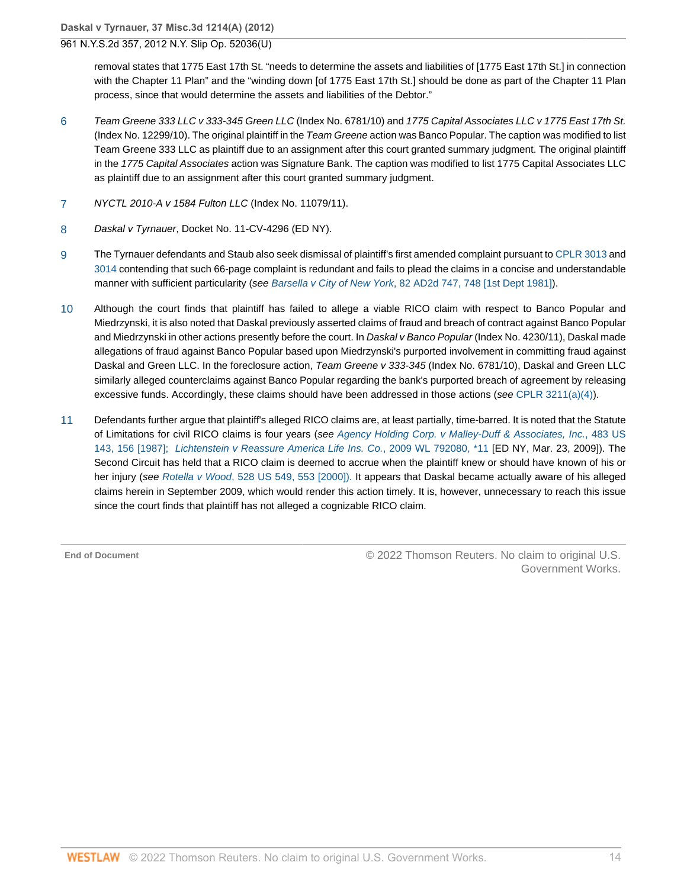removal states that 1775 East 17th St. "needs to determine the assets and liabilities of [1775 East 17th St.] in connection with the Chapter 11 Plan" and the "winding down [of 1775 East 17th St.] should be done as part of the Chapter 11 Plan process, since that would determine the assets and liabilities of the Debtor."

6 *Team Greene 333 LLC v 333-345 Green LLC* (Index No. 6781/10) and *1775 Capital Associates LLC v 1775 East 17th St.* (Index No. 12299/10). The original plaintiff in the *Team Greene* action was Banco Popular. The caption was modified to list Team Greene 333 LLC as plaintiff due to an assignment after this court granted summary judgment. The original plaintiff in the *1775 Capital Associates* action was Signature Bank. The caption was modified to list 1775 Capital Associates LLC as plaintiff due to an assignment after this court granted summary judgment.

7 *NYCTL 2010-A v 1584 Fulton LLC* (Index No. 11079/11).

8 *Daskal v Tyrnauer*, Docket No. 11-CV-4296 (ED NY).

9 The Tyrnauer defendants and Staub also seek dismissal of plaintiff's first amended complaint pursuant to CPLR 3013 and 3014 contending that such 66-page complaint is redundant and fails to plead the claims in a concise and understandable manner with sufficient particularity (*see Barsella v City of New York*, 82 AD2d 747, 748 [1st Dept 1981]).

10 Although the court finds that plaintiff has failed to allege a viable RICO claim with respect to Banco Popular and Miedrzynski, it is also noted that Daskal previously asserted claims of fraud and breach of contract against Banco Popular and Miedrzynski in other actions presently before the court. In *Daskal v Banco Popular* (Index No. 4230/11), Daskal made allegations of fraud against Banco Popular based upon Miedrzynski's purported involvement in committing fraud against Daskal and Green LLC. In the foreclosure action, *Team Greene v 333-345* (Index No. 6781/10), Daskal and Green LLC similarly alleged counterclaims against Banco Popular regarding the bank's purported breach of agreement by releasing excessive funds. Accordingly, these claims should have been addressed in those actions (*see* CPLR 3211(a)(4)).

11 Defendants further argue that plaintiff's alleged RICO claims are, at least partially, time-barred. It is noted that the Statute of Limitations for civil RICO claims is four years (*see Agency Holding Corp. v Malley-Duff & Associates, Inc.*, 483 US 143, 156 [1987]; *Lichtenstein v Reassure America Life Ins. Co.*, 2009 WL 792080, *11 [ED NY, Mar. 23, 2009]). The Second Circuit has held that a RICO claim is deemed to accrue when the plaintiff knew or should have known of his or her injury (*see Rotella v Wood*, 528 US 549, 553 [2000]). It appears that Daskal became actually aware of his alleged claims herein in September 2009, which would render this action timely. It is, however, unnecessary to reach this issue since the court finds that plaintiff has not alleged a cognizable RICO claim.

End of Document

© 2022 Thomson Reuters. No claim to original U.S. Government Works.